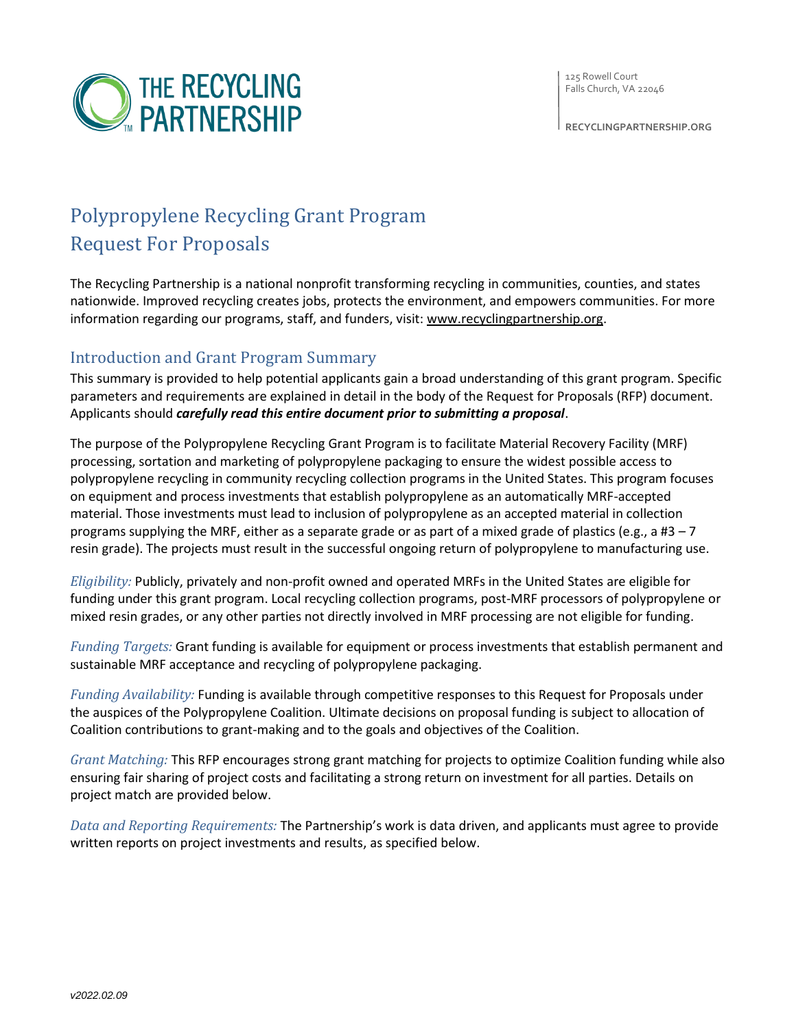THE RECYCLING PARTNERSHIP

125 Rowell Court
Falls Church, VA 22046

RECYCLINGPARTNERSHIP.ORG

# Polypropylene Recycling Grant Program
# Request For Proposals

The Recycling Partnership is a national nonprofit transforming recycling in communities, counties, and states nationwide. Improved recycling creates jobs, protects the environment, and empowers communities. For more information regarding our programs, staff, and funders, visit: www.recyclingpartnership.org.

## Introduction and Grant Program Summary

This summary is provided to help potential applicants gain a broad understanding of this grant program. Specific parameters and requirements are explained in detail in the body of the Request for Proposals (RFP) document. Applicants should ***carefully read this entire document prior to submitting a proposal***.

The purpose of the Polypropylene Recycling Grant Program is to facilitate Material Recovery Facility (MRF) processing, sortation and marketing of polypropylene packaging to ensure the widest possible access to polypropylene recycling in community recycling collection programs in the United States. This program focuses on equipment and process investments that establish polypropylene as an automatically MRF-accepted material. Those investments must lead to inclusion of polypropylene as an accepted material in collection programs supplying the MRF, either as a separate grade or as part of a mixed grade of plastics (e.g., a #3 – 7 resin grade). The projects must result in the successful ongoing return of polypropylene to manufacturing use.

*Eligibility:* Publicly, privately and non-profit owned and operated MRFs in the United States are eligible for funding under this grant program. Local recycling collection programs, post-MRF processors of polypropylene or mixed resin grades, or any other parties not directly involved in MRF processing are not eligible for funding.

*Funding Targets:* Grant funding is available for equipment or process investments that establish permanent and sustainable MRF acceptance and recycling of polypropylene packaging.

*Funding Availability:* Funding is available through competitive responses to this Request for Proposals under the auspices of the Polypropylene Coalition. Ultimate decisions on proposal funding is subject to allocation of Coalition contributions to grant-making and to the goals and objectives of the Coalition.

*Grant Matching:* This RFP encourages strong grant matching for projects to optimize Coalition funding while also ensuring fair sharing of project costs and facilitating a strong return on investment for all parties. Details on project match are provided below.

*Data and Reporting Requirements:* The Partnership's work is data driven, and applicants must agree to provide written reports on project investments and results, as specified below.

*v2022.02.09*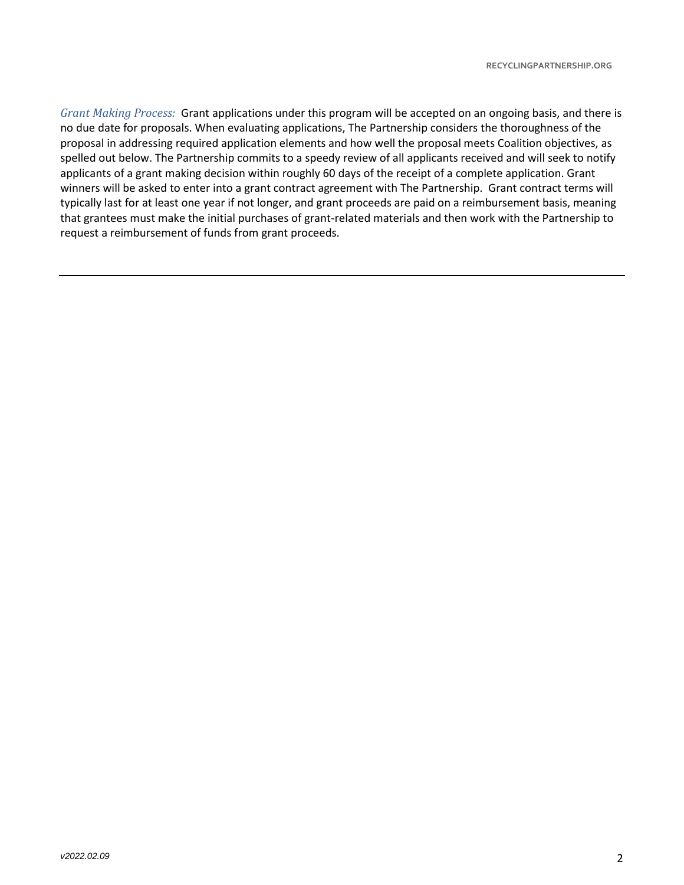*Grant Making Process:* Grant applications under this program will be accepted on an ongoing basis, and there is no due date for proposals. When evaluating applications, The Partnership considers the thoroughness of the proposal in addressing required application elements and how well the proposal meets Coalition objectives, as spelled out below. The Partnership commits to a speedy review of all applicants received and will seek to notify applicants of a grant making decision within roughly 60 days of the receipt of a complete application. Grant winners will be asked to enter into a grant contract agreement with The Partnership. Grant contract terms will typically last for at least one year if not longer, and grant proceeds are paid on a reimbursement basis, meaning that grantees must make the initial purchases of grant-related materials and then work with the Partnership to request a reimbursement of funds from grant proceeds.

---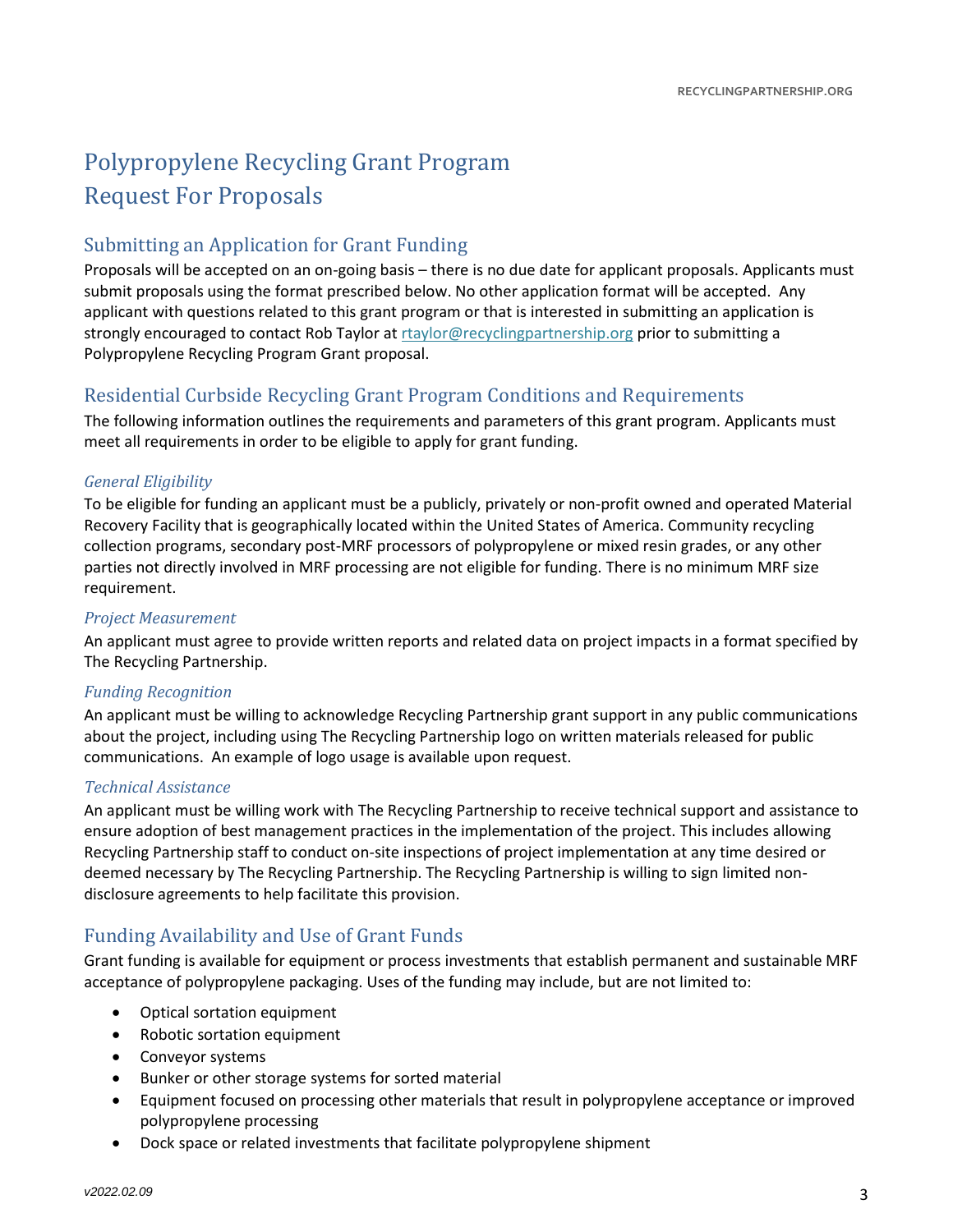# Polypropylene Recycling Grant Program
# Request For Proposals

## Submitting an Application for Grant Funding

Proposals will be accepted on an on-going basis – there is no due date for applicant proposals. Applicants must submit proposals using the format prescribed below. No other application format will be accepted. Any applicant with questions related to this grant program or that is interested in submitting an application is strongly encouraged to contact Rob Taylor at rtaylor@recyclingpartnership.org prior to submitting a Polypropylene Recycling Program Grant proposal.

## Residential Curbside Recycling Grant Program Conditions and Requirements

The following information outlines the requirements and parameters of this grant program. Applicants must meet all requirements in order to be eligible to apply for grant funding.

### *General Eligibility*

To be eligible for funding an applicant must be a publicly, privately or non-profit owned and operated Material Recovery Facility that is geographically located within the United States of America. Community recycling collection programs, secondary post-MRF processors of polypropylene or mixed resin grades, or any other parties not directly involved in MRF processing are not eligible for funding. There is no minimum MRF size requirement.

### *Project Measurement*

An applicant must agree to provide written reports and related data on project impacts in a format specified by The Recycling Partnership.

### *Funding Recognition*

An applicant must be willing to acknowledge Recycling Partnership grant support in any public communications about the project, including using The Recycling Partnership logo on written materials released for public communications. An example of logo usage is available upon request.

### *Technical Assistance*

An applicant must be willing work with The Recycling Partnership to receive technical support and assistance to ensure adoption of best management practices in the implementation of the project. This includes allowing Recycling Partnership staff to conduct on-site inspections of project implementation at any time desired or deemed necessary by The Recycling Partnership. The Recycling Partnership is willing to sign limited non-disclosure agreements to help facilitate this provision.

## Funding Availability and Use of Grant Funds

Grant funding is available for equipment or process investments that establish permanent and sustainable MRF acceptance of polypropylene packaging. Uses of the funding may include, but are not limited to:

- Optical sortation equipment
- Robotic sortation equipment
- Conveyor systems
- Bunker or other storage systems for sorted material
- Equipment focused on processing other materials that result in polypropylene acceptance or improved polypropylene processing
- Dock space or related investments that facilitate polypropylene shipment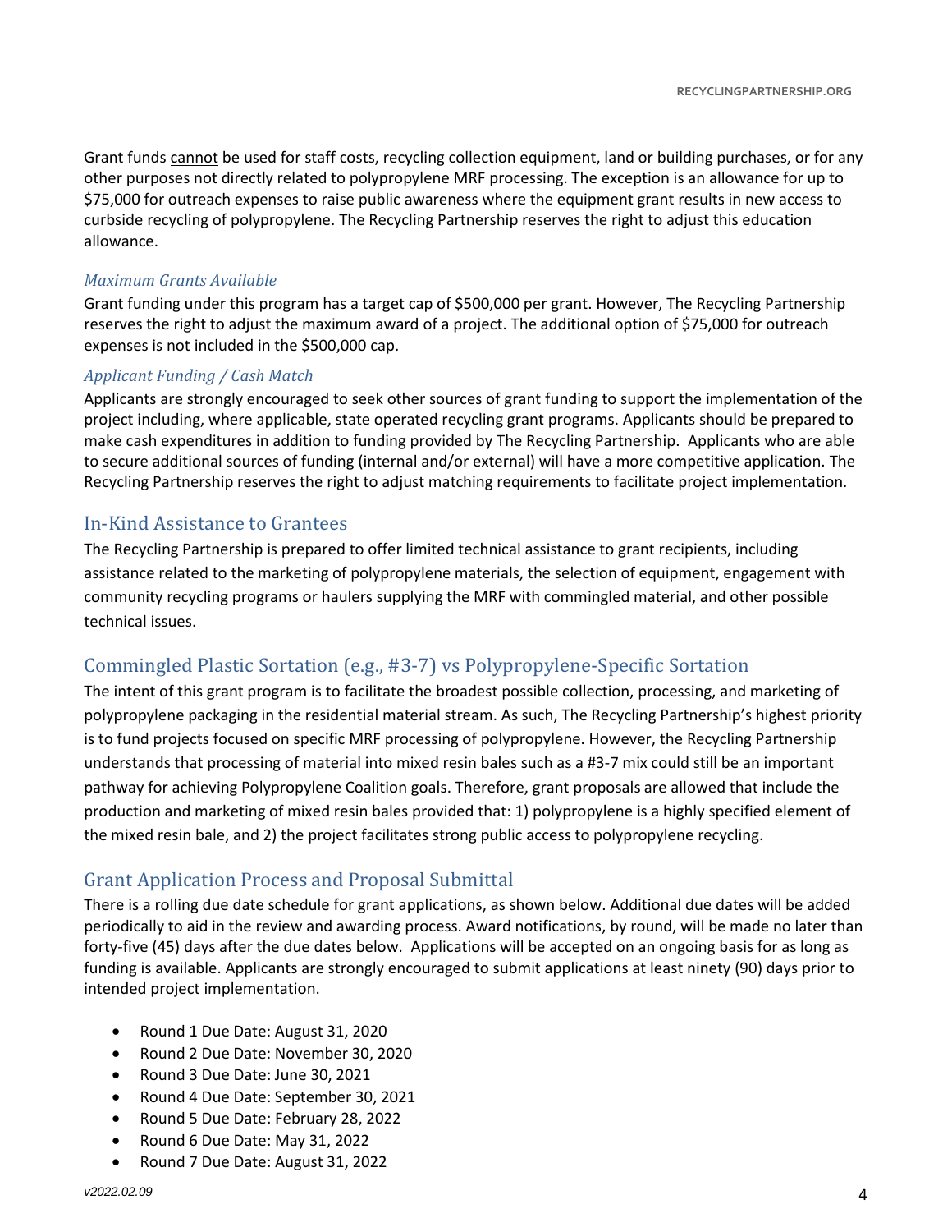Grant funds cannot be used for staff costs, recycling collection equipment, land or building purchases, or for any other purposes not directly related to polypropylene MRF processing. The exception is an allowance for up to $75,000 for outreach expenses to raise public awareness where the equipment grant results in new access to curbside recycling of polypropylene. The Recycling Partnership reserves the right to adjust this education allowance.

### *Maximum Grants Available*

Grant funding under this program has a target cap of $500,000 per grant. However, The Recycling Partnership reserves the right to adjust the maximum award of a project. The additional option of $75,000 for outreach expenses is not included in the $500,000 cap.

### *Applicant Funding / Cash Match*

Applicants are strongly encouraged to seek other sources of grant funding to support the implementation of the project including, where applicable, state operated recycling grant programs. Applicants should be prepared to make cash expenditures in addition to funding provided by The Recycling Partnership. Applicants who are able to secure additional sources of funding (internal and/or external) will have a more competitive application. The Recycling Partnership reserves the right to adjust matching requirements to facilitate project implementation.

## In-Kind Assistance to Grantees

The Recycling Partnership is prepared to offer limited technical assistance to grant recipients, including assistance related to the marketing of polypropylene materials, the selection of equipment, engagement with community recycling programs or haulers supplying the MRF with commingled material, and other possible technical issues.

## Commingled Plastic Sortation (e.g., #3-7) vs Polypropylene-Specific Sortation

The intent of this grant program is to facilitate the broadest possible collection, processing, and marketing of polypropylene packaging in the residential material stream. As such, The Recycling Partnership's highest priority is to fund projects focused on specific MRF processing of polypropylene. However, the Recycling Partnership understands that processing of material into mixed resin bales such as a #3-7 mix could still be an important pathway for achieving Polypropylene Coalition goals. Therefore, grant proposals are allowed that include the production and marketing of mixed resin bales provided that: 1) polypropylene is a highly specified element of the mixed resin bale, and 2) the project facilitates strong public access to polypropylene recycling.

## Grant Application Process and Proposal Submittal

There is a rolling due date schedule for grant applications, as shown below. Additional due dates will be added periodically to aid in the review and awarding process. Award notifications, by round, will be made no later than forty-five (45) days after the due dates below. Applications will be accepted on an ongoing basis for as long as funding is available. Applicants are strongly encouraged to submit applications at least ninety (90) days prior to intended project implementation.

- Round 1 Due Date: August 31, 2020
- Round 2 Due Date: November 30, 2020
- Round 3 Due Date: June 30, 2021
- Round 4 Due Date: September 30, 2021
- Round 5 Due Date: February 28, 2022
- Round 6 Due Date: May 31, 2022
- Round 7 Due Date: August 31, 2022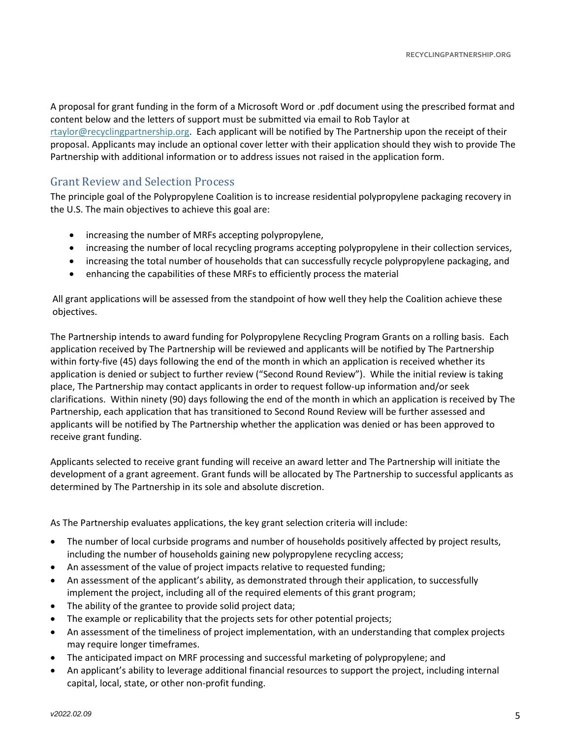A proposal for grant funding in the form of a Microsoft Word or .pdf document using the prescribed format and content below and the letters of support must be submitted via email to Rob Taylor at rtaylor@recyclingpartnership.org. Each applicant will be notified by The Partnership upon the receipt of their proposal. Applicants may include an optional cover letter with their application should they wish to provide The Partnership with additional information or to address issues not raised in the application form.

## Grant Review and Selection Process

The principle goal of the Polypropylene Coalition is to increase residential polypropylene packaging recovery in the U.S. The main objectives to achieve this goal are:

- increasing the number of MRFs accepting polypropylene,
- increasing the number of local recycling programs accepting polypropylene in their collection services,
- increasing the total number of households that can successfully recycle polypropylene packaging, and
- enhancing the capabilities of these MRFs to efficiently process the material

All grant applications will be assessed from the standpoint of how well they help the Coalition achieve these objectives.

The Partnership intends to award funding for Polypropylene Recycling Program Grants on a rolling basis. Each application received by The Partnership will be reviewed and applicants will be notified by The Partnership within forty-five (45) days following the end of the month in which an application is received whether its application is denied or subject to further review ("Second Round Review"). While the initial review is taking place, The Partnership may contact applicants in order to request follow-up information and/or seek clarifications. Within ninety (90) days following the end of the month in which an application is received by The Partnership, each application that has transitioned to Second Round Review will be further assessed and applicants will be notified by The Partnership whether the application was denied or has been approved to receive grant funding.

Applicants selected to receive grant funding will receive an award letter and The Partnership will initiate the development of a grant agreement. Grant funds will be allocated by The Partnership to successful applicants as determined by The Partnership in its sole and absolute discretion.

As The Partnership evaluates applications, the key grant selection criteria will include:

- The number of local curbside programs and number of households positively affected by project results, including the number of households gaining new polypropylene recycling access;
- An assessment of the value of project impacts relative to requested funding;
- An assessment of the applicant's ability, as demonstrated through their application, to successfully implement the project, including all of the required elements of this grant program;
- The ability of the grantee to provide solid project data;
- The example or replicability that the projects sets for other potential projects;
- An assessment of the timeliness of project implementation, with an understanding that complex projects may require longer timeframes.
- The anticipated impact on MRF processing and successful marketing of polypropylene; and
- An applicant's ability to leverage additional financial resources to support the project, including internal capital, local, state, or other non-profit funding.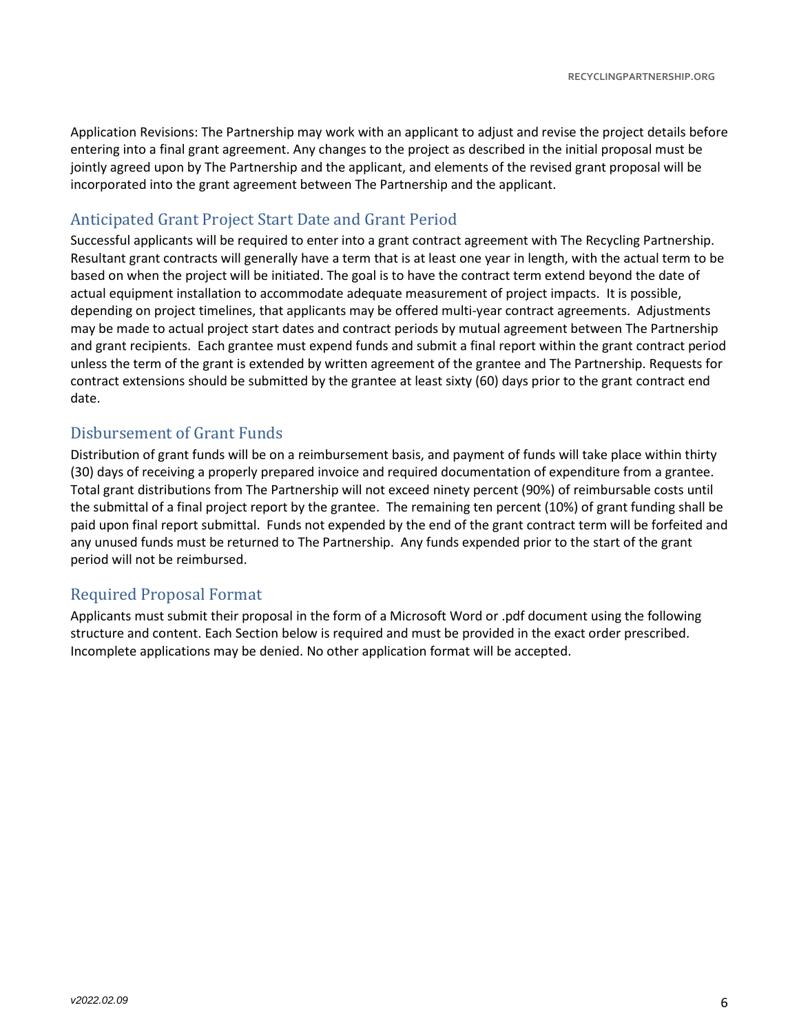Application Revisions: The Partnership may work with an applicant to adjust and revise the project details before entering into a final grant agreement. Any changes to the project as described in the initial proposal must be jointly agreed upon by The Partnership and the applicant, and elements of the revised grant proposal will be incorporated into the grant agreement between The Partnership and the applicant.

## Anticipated Grant Project Start Date and Grant Period

Successful applicants will be required to enter into a grant contract agreement with The Recycling Partnership. Resultant grant contracts will generally have a term that is at least one year in length, with the actual term to be based on when the project will be initiated. The goal is to have the contract term extend beyond the date of actual equipment installation to accommodate adequate measurement of project impacts. It is possible, depending on project timelines, that applicants may be offered multi-year contract agreements. Adjustments may be made to actual project start dates and contract periods by mutual agreement between The Partnership and grant recipients. Each grantee must expend funds and submit a final report within the grant contract period unless the term of the grant is extended by written agreement of the grantee and The Partnership. Requests for contract extensions should be submitted by the grantee at least sixty (60) days prior to the grant contract end date.

## Disbursement of Grant Funds

Distribution of grant funds will be on a reimbursement basis, and payment of funds will take place within thirty (30) days of receiving a properly prepared invoice and required documentation of expenditure from a grantee. Total grant distributions from The Partnership will not exceed ninety percent (90%) of reimbursable costs until the submittal of a final project report by the grantee. The remaining ten percent (10%) of grant funding shall be paid upon final report submittal. Funds not expended by the end of the grant contract term will be forfeited and any unused funds must be returned to The Partnership. Any funds expended prior to the start of the grant period will not be reimbursed.

## Required Proposal Format

Applicants must submit their proposal in the form of a Microsoft Word or .pdf document using the following structure and content. Each Section below is required and must be provided in the exact order prescribed. Incomplete applications may be denied. No other application format will be accepted.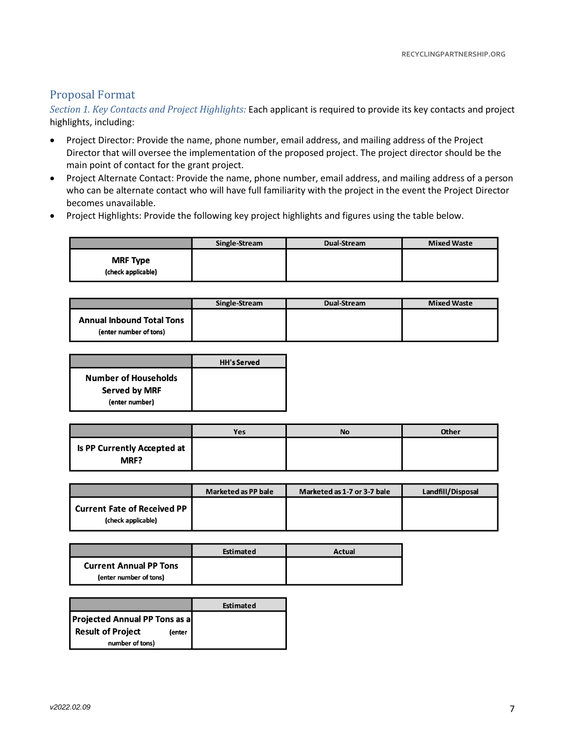## Proposal Format

*Section 1. Key Contacts and Project Highlights:* Each applicant is required to provide its key contacts and project highlights, including:

- Project Director: Provide the name, phone number, email address, and mailing address of the Project Director that will oversee the implementation of the proposed project. The project director should be the main point of contact for the grant project.
- Project Alternate Contact: Provide the name, phone number, email address, and mailing address of a person who can be alternate contact who will have full familiarity with the project in the event the Project Director becomes unavailable.
- Project Highlights: Provide the following key project highlights and figures using the table below.

| | Single-Stream | Dual-Stream | Mixed Waste |
|---|---|---|---|
| **MRF Type** (check applicable) | | | |

| | Single-Stream | Dual-Stream | Mixed Waste |
|---|---|---|---|
| **Annual Inbound Total Tons** (enter number of tons) | | | |

| | HH's Served |
|---|---|
| **Number of Households Served by MRF** (enter number) | |

| | Yes | No | Other |
|---|---|---|---|
| **Is PP Currently Accepted at MRF?** | | | |

| | Marketed as PP bale | Marketed as 1-7 or 3-7 bale | Landfill/Disposal |
|---|---|---|---|
| **Current Fate of Received PP** (check applicable) | | | |

| | Estimated | Actual |
|---|---|---|
| **Current Annual PP Tons** (enter number of tons) | | |

| | Estimated |
|---|---|
| **Projected Annual PP Tons as a Result of Project** (enter number of tons) | |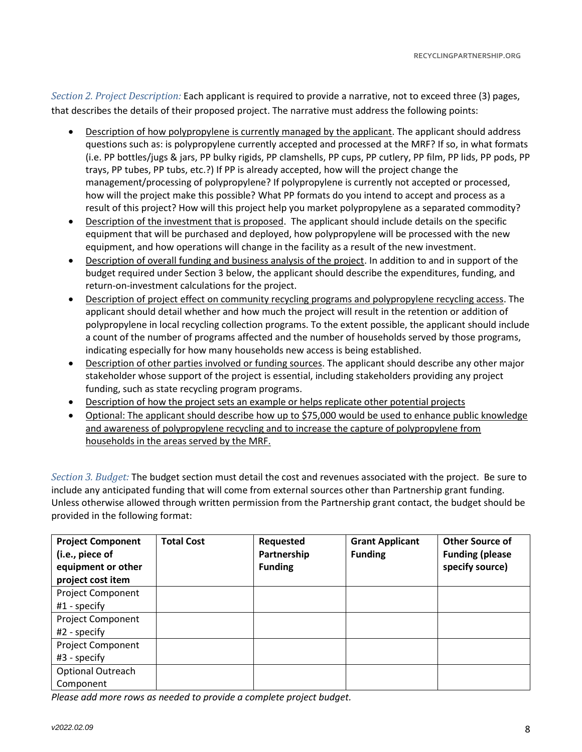*Section 2. Project Description:* Each applicant is required to provide a narrative, not to exceed three (3) pages, that describes the details of their proposed project. The narrative must address the following points:

- Description of how polypropylene is currently managed by the applicant. The applicant should address questions such as: is polypropylene currently accepted and processed at the MRF? If so, in what formats (i.e. PP bottles/jugs & jars, PP bulky rigids, PP clamshells, PP cups, PP cutlery, PP film, PP lids, PP pods, PP trays, PP tubes, PP tubs, etc.?) If PP is already accepted, how will the project change the management/processing of polypropylene? If polypropylene is currently not accepted or processed, how will the project make this possible? What PP formats do you intend to accept and process as a result of this project? How will this project help you market polypropylene as a separated commodity?
- Description of the investment that is proposed. The applicant should include details on the specific equipment that will be purchased and deployed, how polypropylene will be processed with the new equipment, and how operations will change in the facility as a result of the new investment.
- Description of overall funding and business analysis of the project. In addition to and in support of the budget required under Section 3 below, the applicant should describe the expenditures, funding, and return-on-investment calculations for the project.
- Description of project effect on community recycling programs and polypropylene recycling access. The applicant should detail whether and how much the project will result in the retention or addition of polypropylene in local recycling collection programs. To the extent possible, the applicant should include a count of the number of programs affected and the number of households served by those programs, indicating especially for how many households new access is being established.
- Description of other parties involved or funding sources. The applicant should describe any other major stakeholder whose support of the project is essential, including stakeholders providing any project funding, such as state recycling program programs.
- Description of how the project sets an example or helps replicate other potential projects
- Optional: The applicant should describe how up to $75,000 would be used to enhance public knowledge and awareness of polypropylene recycling and to increase the capture of polypropylene from households in the areas served by the MRF.

*Section 3. Budget:* The budget section must detail the cost and revenues associated with the project. Be sure to include any anticipated funding that will come from external sources other than Partnership grant funding. Unless otherwise allowed through written permission from the Partnership grant contact, the budget should be provided in the following format:

| Project Component (i.e., piece of equipment or other project cost item | Total Cost | Requested Partnership Funding | Grant Applicant Funding | Other Source of Funding (please specify source) |
|---|---|---|---|---|
| Project Component #1 - specify | | | | |
| Project Component #2 - specify | | | | |
| Project Component #3 - specify | | | | |
| Optional Outreach Component | | | | |

*Please add more rows as needed to provide a complete project budget.*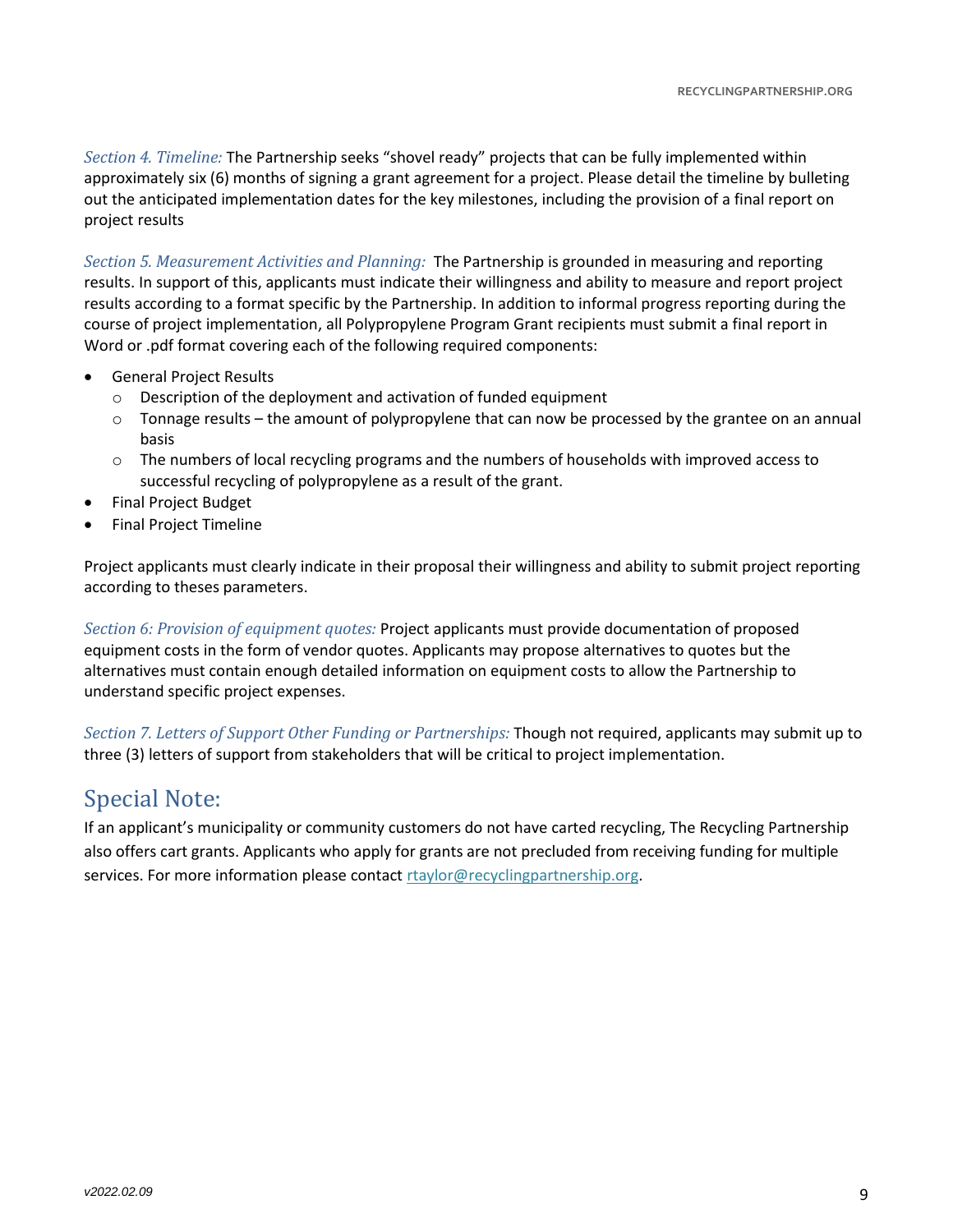*Section 4. Timeline:* The Partnership seeks "shovel ready" projects that can be fully implemented within approximately six (6) months of signing a grant agreement for a project. Please detail the timeline by bulleting out the anticipated implementation dates for the key milestones, including the provision of a final report on project results

*Section 5. Measurement Activities and Planning:* The Partnership is grounded in measuring and reporting results. In support of this, applicants must indicate their willingness and ability to measure and report project results according to a format specific by the Partnership. In addition to informal progress reporting during the course of project implementation, all Polypropylene Program Grant recipients must submit a final report in Word or .pdf format covering each of the following required components:

- General Project Results
  - Description of the deployment and activation of funded equipment
  - Tonnage results – the amount of polypropylene that can now be processed by the grantee on an annual basis
  - The numbers of local recycling programs and the numbers of households with improved access to successful recycling of polypropylene as a result of the grant.
- Final Project Budget
- Final Project Timeline

Project applicants must clearly indicate in their proposal their willingness and ability to submit project reporting according to theses parameters.

*Section 6: Provision of equipment quotes:* Project applicants must provide documentation of proposed equipment costs in the form of vendor quotes. Applicants may propose alternatives to quotes but the alternatives must contain enough detailed information on equipment costs to allow the Partnership to understand specific project expenses.

*Section 7. Letters of Support Other Funding or Partnerships:* Though not required, applicants may submit up to three (3) letters of support from stakeholders that will be critical to project implementation.

## Special Note:

If an applicant's municipality or community customers do not have carted recycling, The Recycling Partnership also offers cart grants. Applicants who apply for grants are not precluded from receiving funding for multiple services. For more information please contact rtaylor@recyclingpartnership.org.

*v2022.02.09*